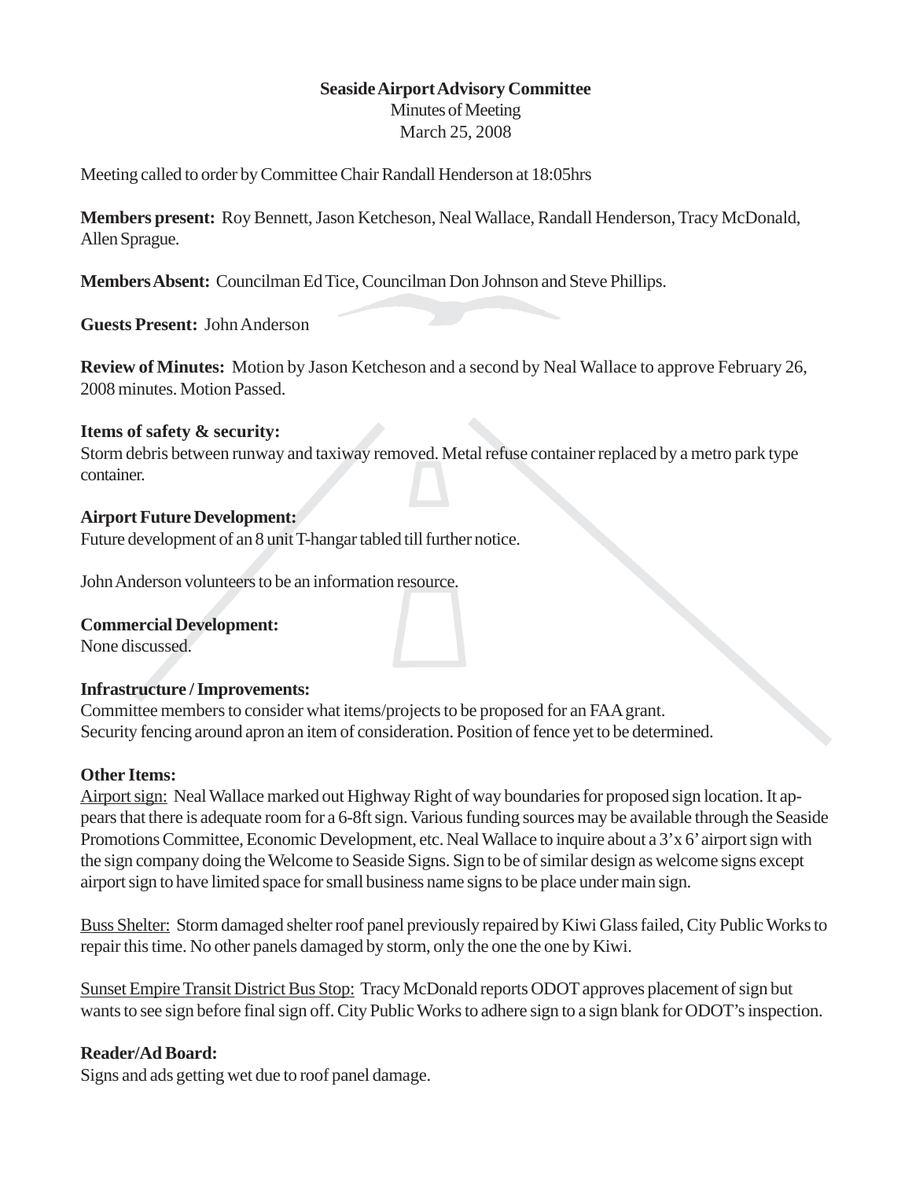**Seaside Airport Advisory Committee**

Minutes of Meeting

March 25, 2008

Meeting called to order by Committee Chair Randall Henderson at 18:05hrs

**Members present:** Roy Bennett, Jason Ketcheson, Neal Wallace, Randall Henderson, Tracy McDonald, Allen Sprague.

**Members Absent:** Councilman Ed Tice, Councilman Don Johnson and Steve Phillips.

**Guests Present:** John Anderson

**Review of Minutes:** Motion by Jason Ketcheson and a second by Neal Wallace to approve February 26, 2008 minutes. Motion Passed.

**Items of safety & security:**

Storm debris between runway and taxiway removed. Metal refuse container replaced by a metro park type container.

**Airport Future Development:**

Future development of an 8 unit T-hangar tabled till further notice.

John Anderson volunteers to be an information resource.

**Commercial Development:**

None discussed.

**Infrastructure / Improvements:**

Committee members to consider what items/projects to be proposed for an FAA grant.

Security fencing around apron an item of consideration. Position of fence yet to be determined.

**Other Items:**

Airport sign: Neal Wallace marked out Highway Right of way boundaries for proposed sign location. It appears that there is adequate room for a 6-8ft sign. Various funding sources may be available through the Seaside Promotions Committee, Economic Development, etc. Neal Wallace to inquire about a 3'x 6' airport sign with the sign company doing the Welcome to Seaside Signs. Sign to be of similar design as welcome signs except airport sign to have limited space for small business name signs to be place under main sign.

Buss Shelter: Storm damaged shelter roof panel previously repaired by Kiwi Glass failed, City Public Works to repair this time. No other panels damaged by storm, only the one the one by Kiwi.

Sunset Empire Transit District Bus Stop: Tracy McDonald reports ODOT approves placement of sign but wants to see sign before final sign off. City Public Works to adhere sign to a sign blank for ODOT's inspection.

**Reader/Ad Board:**

Signs and ads getting wet due to roof panel damage.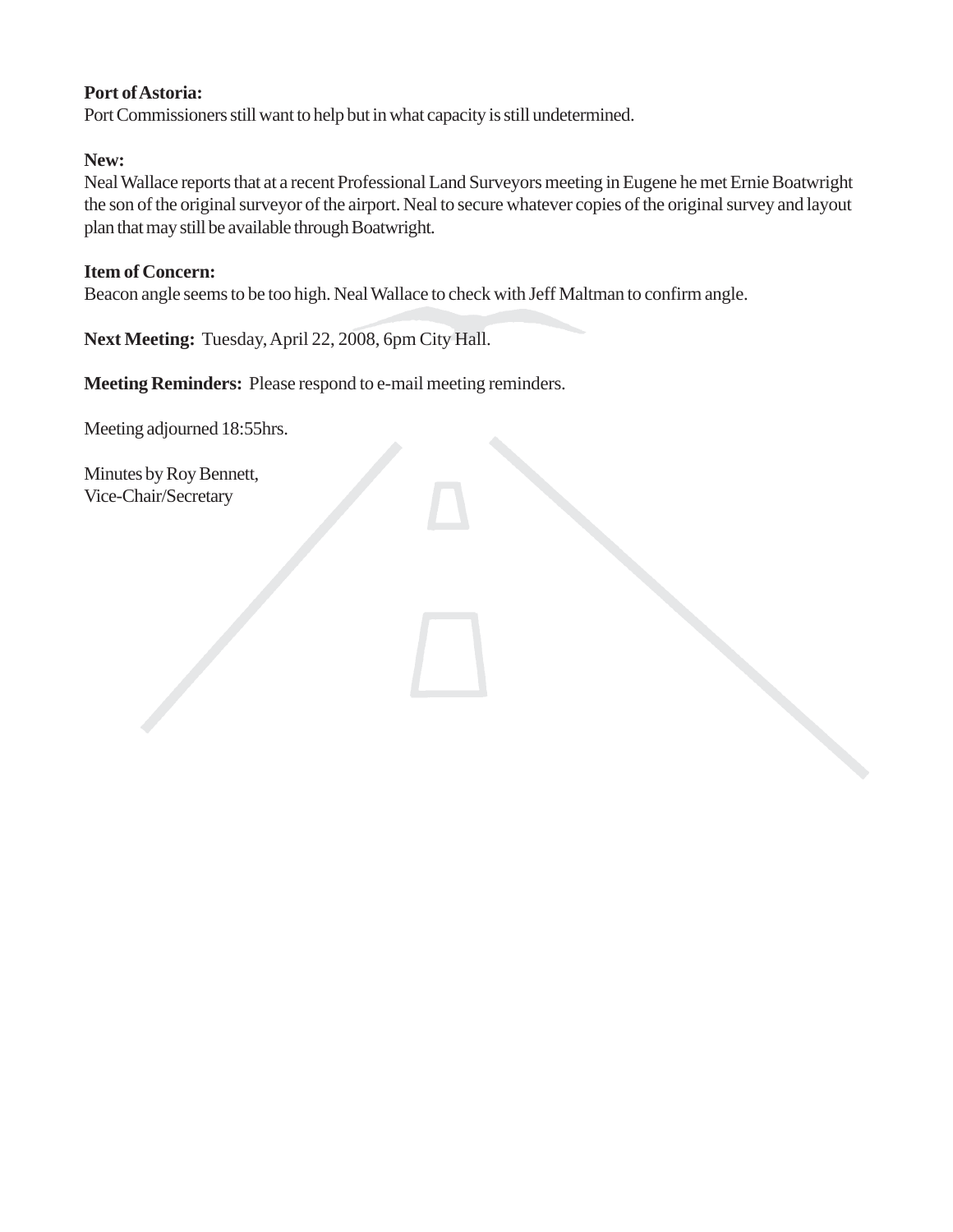**Port of Astoria:**
Port Commissioners still want to help but in what capacity is still undetermined.

**New:**
Neal Wallace reports that at a recent Professional Land Surveyors meeting in Eugene he met Ernie Boatwright the son of the original surveyor of the airport. Neal to secure whatever copies of the original survey and layout plan that may still be available through Boatwright.

**Item of Concern:**
Beacon angle seems to be too high. Neal Wallace to check with Jeff Maltman to confirm angle.

**Next Meeting:** Tuesday, April 22, 2008, 6pm City Hall.

**Meeting Reminders:** Please respond to e-mail meeting reminders.

Meeting adjourned 18:55hrs.

Minutes by Roy Bennett,
Vice-Chair/Secretary